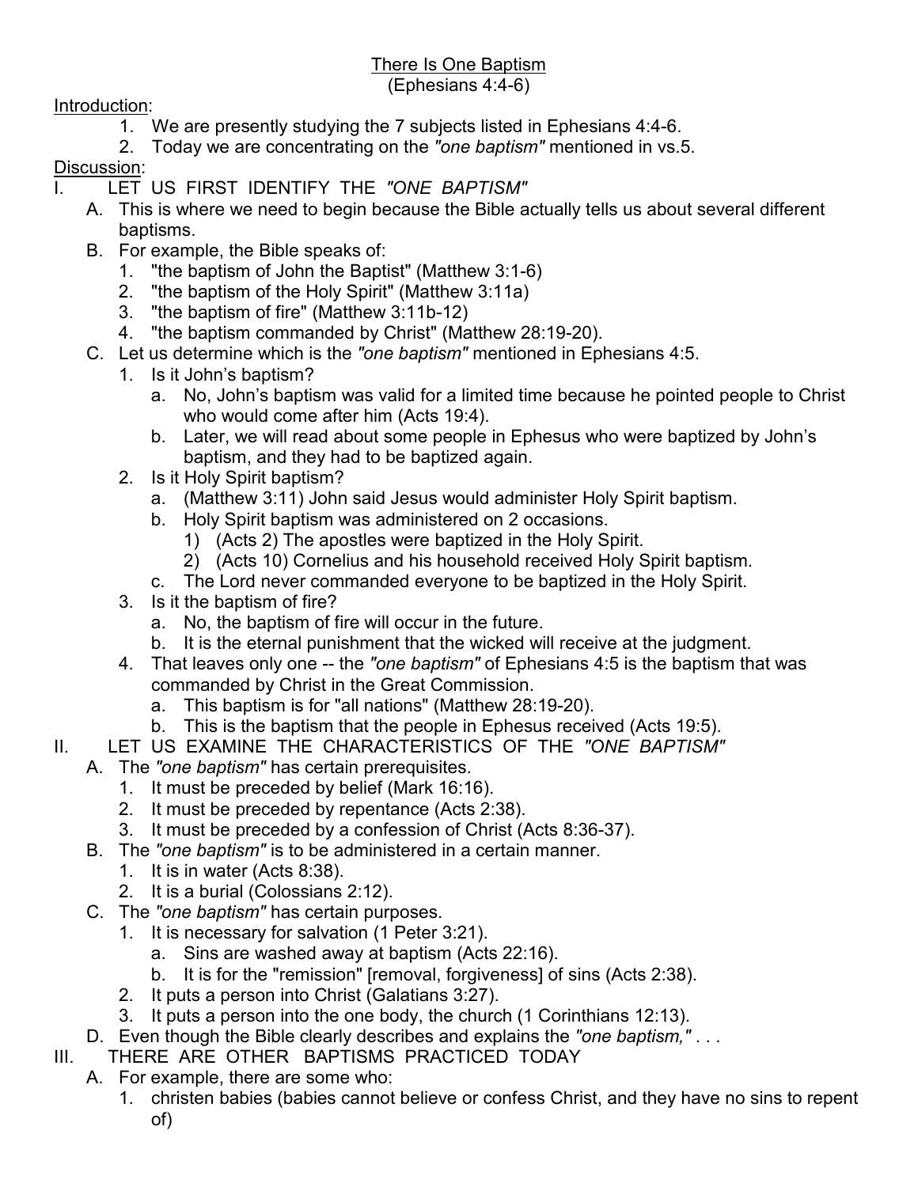# There Is One Baptism
(Ephesians 4:4-6)

Introduction:

1. We are presently studying the 7 subjects listed in Ephesians 4:4-6.
2. Today we are concentrating on the *"one baptism"* mentioned in vs.5.

Discussion:

## I. LET US FIRST IDENTIFY THE *"ONE BAPTISM"*

A. This is where we need to begin because the Bible actually tells us about several different baptisms.

B. For example, the Bible speaks of:
   1. "the baptism of John the Baptist" (Matthew 3:1-6)
   2. "the baptism of the Holy Spirit" (Matthew 3:11a)
   3. "the baptism of fire" (Matthew 3:11b-12)
   4. "the baptism commanded by Christ" (Matthew 28:19-20).

C. Let us determine which is the *"one baptism"* mentioned in Ephesians 4:5.
   1. Is it John's baptism?
      a. No, John's baptism was valid for a limited time because he pointed people to Christ who would come after him (Acts 19:4).
      b. Later, we will read about some people in Ephesus who were baptized by John's baptism, and they had to be baptized again.
   2. Is it Holy Spirit baptism?
      a. (Matthew 3:11) John said Jesus would administer Holy Spirit baptism.
      b. Holy Spirit baptism was administered on 2 occasions.
         1) (Acts 2) The apostles were baptized in the Holy Spirit.
         2) (Acts 10) Cornelius and his household received Holy Spirit baptism.
      c. The Lord never commanded everyone to be baptized in the Holy Spirit.
   3. Is it the baptism of fire?
      a. No, the baptism of fire will occur in the future.
      b. It is the eternal punishment that the wicked will receive at the judgment.
   4. That leaves only one -- the *"one baptism"* of Ephesians 4:5 is the baptism that was commanded by Christ in the Great Commission.
      a. This baptism is for "all nations" (Matthew 28:19-20).
      b. This is the baptism that the people in Ephesus received (Acts 19:5).

## II. LET US EXAMINE THE CHARACTERISTICS OF THE *"ONE BAPTISM"*

A. The *"one baptism"* has certain prerequisites.
   1. It must be preceded by belief (Mark 16:16).
   2. It must be preceded by repentance (Acts 2:38).
   3. It must be preceded by a confession of Christ (Acts 8:36-37).

B. The *"one baptism"* is to be administered in a certain manner.
   1. It is in water (Acts 8:38).
   2. It is a burial (Colossians 2:12).

C. The *"one baptism"* has certain purposes.
   1. It is necessary for salvation (1 Peter 3:21).
      a. Sins are washed away at baptism (Acts 22:16).
      b. It is for the "remission" [removal, forgiveness] of sins (Acts 2:38).
   2. It puts a person into Christ (Galatians 3:27).
   3. It puts a person into the one body, the church (1 Corinthians 12:13).

D. Even though the Bible clearly describes and explains the *"one baptism,"* . . .

## III. THERE ARE OTHER BAPTISMS PRACTICED TODAY

A. For example, there are some who:
   1. christen babies (babies cannot believe or confess Christ, and they have no sins to repent of)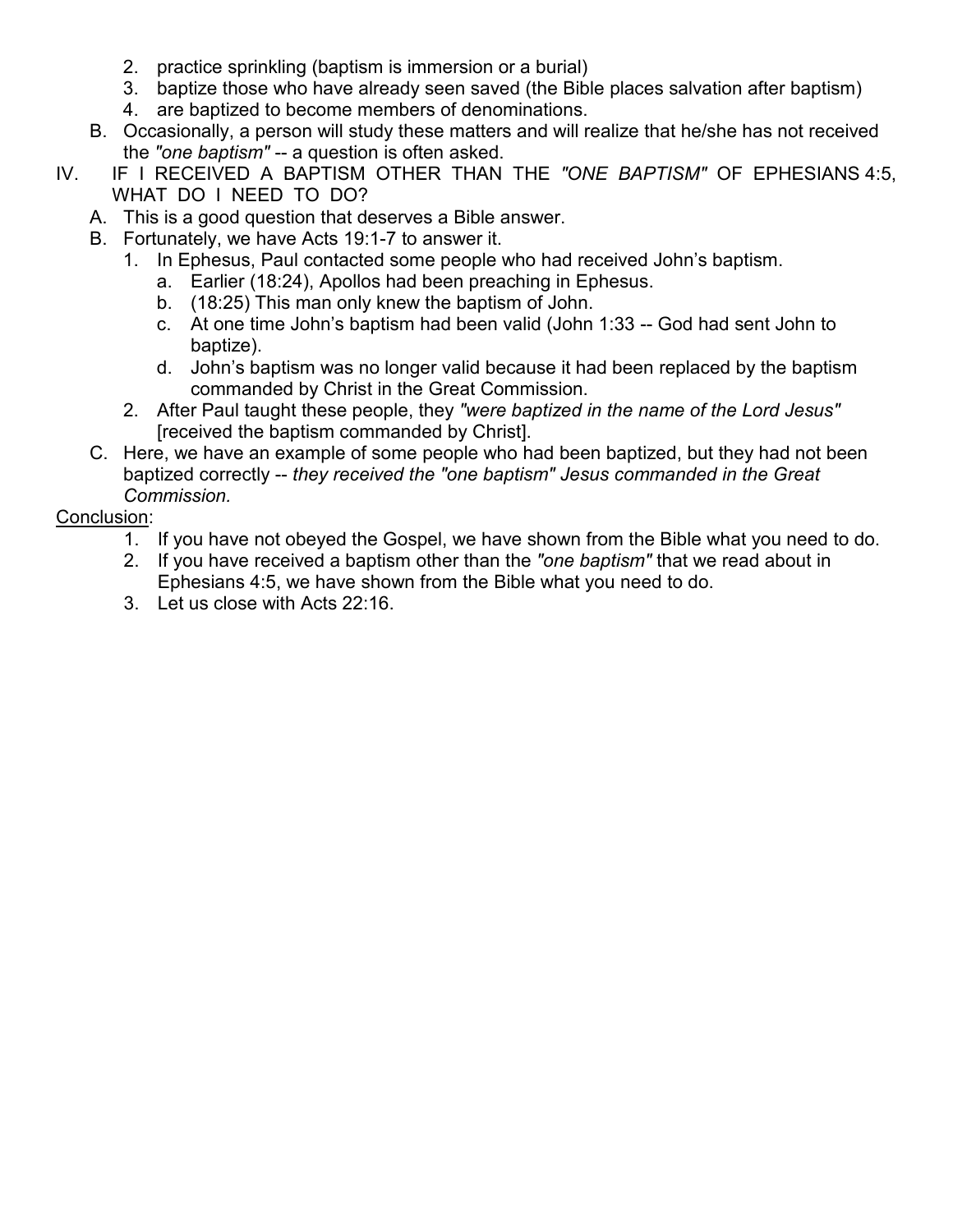2. practice sprinkling (baptism is immersion or a burial)
   3. baptize those who have already seen saved (the Bible places salvation after baptism)
   4. are baptized to become members of denominations.

B. Occasionally, a person will study these matters and will realize that he/she has not received the *"one baptism"* -- a question is often asked.

IV. IF I RECEIVED A BAPTISM OTHER THAN THE *"ONE BAPTISM"* OF EPHESIANS 4:5, WHAT DO I NEED TO DO?

A. This is a good question that deserves a Bible answer.

B. Fortunately, we have Acts 19:1-7 to answer it.
   1. In Ephesus, Paul contacted some people who had received John's baptism.
      a. Earlier (18:24), Apollos had been preaching in Ephesus.
      b. (18:25) This man only knew the baptism of John.
      c. At one time John's baptism had been valid (John 1:33 -- God had sent John to baptize).
      d. John's baptism was no longer valid because it had been replaced by the baptism commanded by Christ in the Great Commission.
   2. After Paul taught these people, they *"were baptized in the name of the Lord Jesus"* [received the baptism commanded by Christ].

C. Here, we have an example of some people who had been baptized, but they had not been baptized correctly -- *they received the "one baptism" Jesus commanded in the Great Commission.*

<u>Conclusion</u>:

1. If you have not obeyed the Gospel, we have shown from the Bible what you need to do.
2. If you have received a baptism other than the *"one baptism"* that we read about in Ephesians 4:5, we have shown from the Bible what you need to do.
3. Let us close with Acts 22:16.